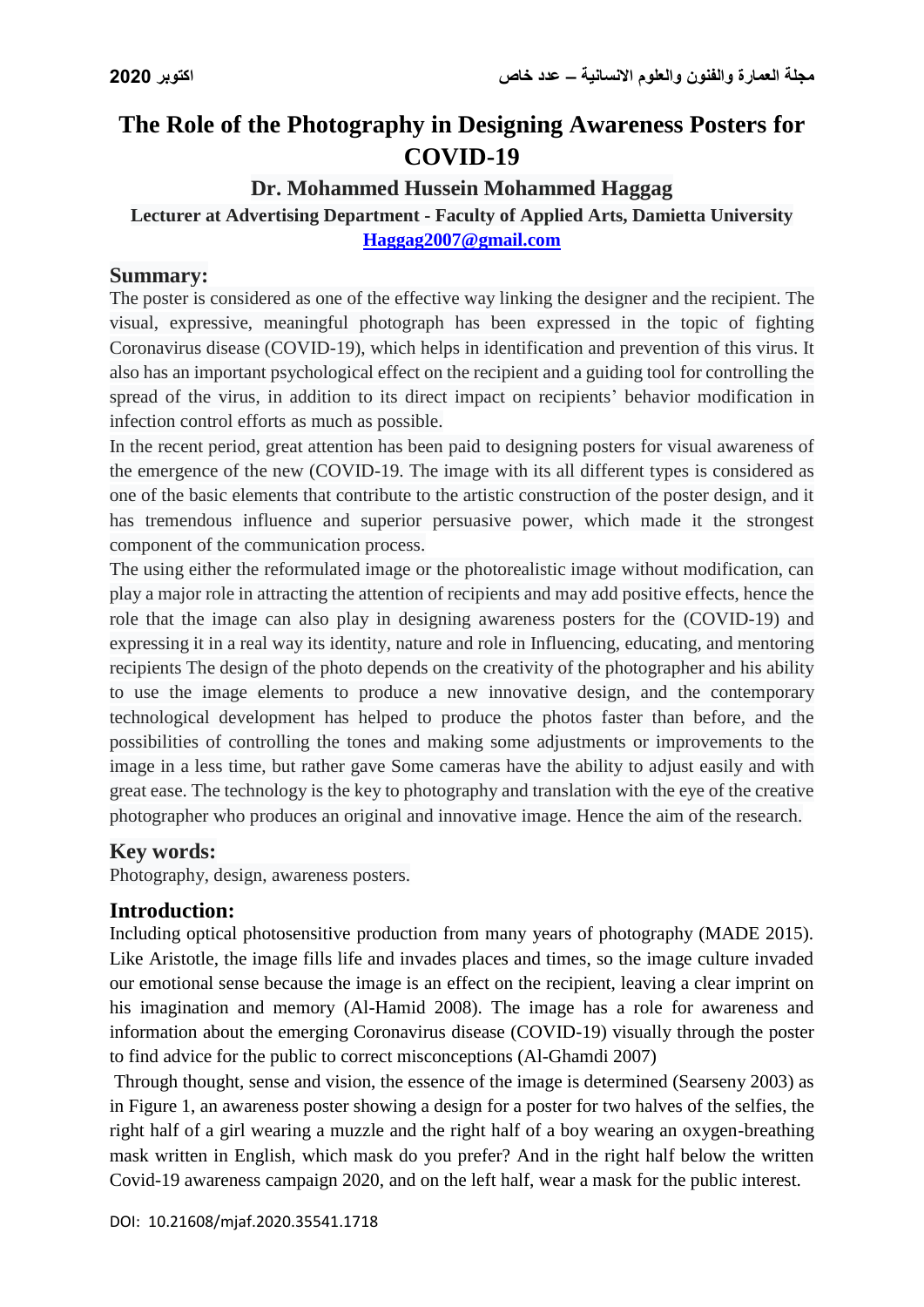# The Role of the Photography in Designing Awareness Posters for COVID-19

**Dr. Mohammed Hussein Mohammed Haggag**

**Lecturer at Advertising Department - Faculty of Applied Arts, Damietta University**

**Haggag2007@gmail.com**

## Summary:

The poster is considered as one of the effective way linking the designer and the recipient. The visual, expressive, meaningful photograph has been expressed in the topic of fighting Coronavirus disease (COVID-19), which helps in identification and prevention of this virus. It also has an important psychological effect on the recipient and a guiding tool for controlling the spread of the virus, in addition to its direct impact on recipients' behavior modification in infection control efforts as much as possible.

In the recent period, great attention has been paid to designing posters for visual awareness of the emergence of the new (COVID-19. The image with its all different types is considered as one of the basic elements that contribute to the artistic construction of the poster design, and it has tremendous influence and superior persuasive power, which made it the strongest component of the communication process.

The using either the reformulated image or the photorealistic image without modification, can play a major role in attracting the attention of recipients and may add positive effects, hence the role that the image can also play in designing awareness posters for the (COVID-19) and expressing it in a real way its identity, nature and role in Influencing, educating, and mentoring recipients The design of the photo depends on the creativity of the photographer and his ability to use the image elements to produce a new innovative design, and the contemporary technological development has helped to produce the photos faster than before, and the possibilities of controlling the tones and making some adjustments or improvements to the image in a less time, but rather gave Some cameras have the ability to adjust easily and with great ease. The technology is the key to photography and translation with the eye of the creative photographer who produces an original and innovative image. Hence the aim of the research.

## Key words:

Photography, design, awareness posters.

## Introduction:

Including optical photosensitive production from many years of photography (MADE 2015). Like Aristotle, the image fills life and invades places and times, so the image culture invaded our emotional sense because the image is an effect on the recipient, leaving a clear imprint on his imagination and memory (Al-Hamid 2008). The image has a role for awareness and information about the emerging Coronavirus disease (COVID-19) visually through the poster to find advice for the public to correct misconceptions (Al-Ghamdi 2007)

Through thought, sense and vision, the essence of the image is determined (Searseny 2003) as in Figure 1, an awareness poster showing a design for a poster for two halves of the selfies, the right half of a girl wearing a muzzle and the right half of a boy wearing an oxygen-breathing mask written in English, which mask do you prefer? And in the right half below the written Covid-19 awareness campaign 2020, and on the left half, wear a mask for the public interest.

DOI: 10.21608/mjaf.2020.35541.1718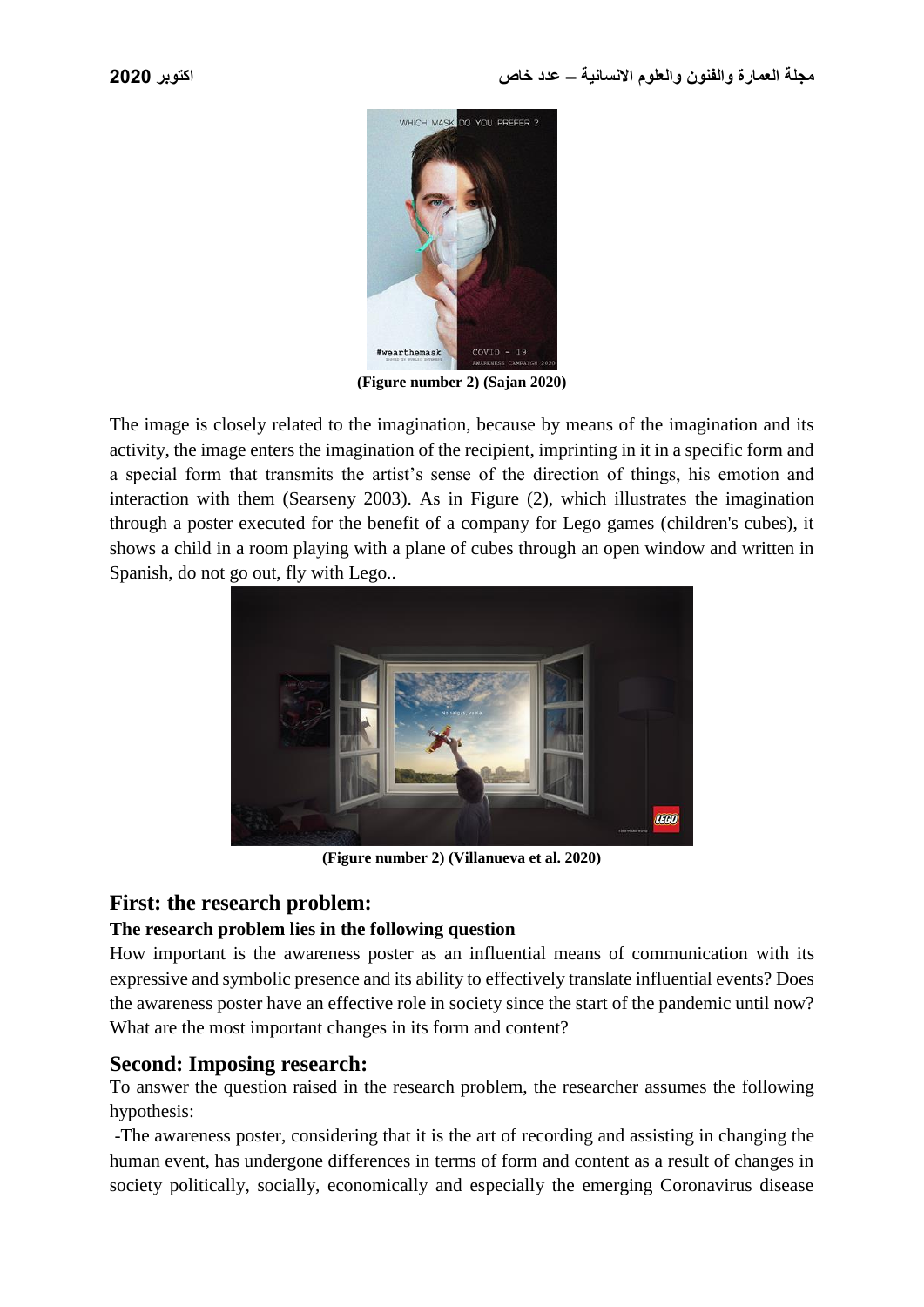(Figure number 2) (Sajan 2020)

The image is closely related to the imagination, because by means of the imagination and its activity, the image enters the imagination of the recipient, imprinting in it in a specific form and a special form that transmits the artist's sense of the direction of things, his emotion and interaction with them (Searseny 2003). As in Figure (2), which illustrates the imagination through a poster executed for the benefit of a company for Lego games (children's cubes), it shows a child in a room playing with a plane of cubes through an open window and written in Spanish, do not go out, fly with Lego..

(Figure number 2) (Villanueva et al. 2020)

## First: the research problem:

### The research problem lies in the following question

How important is the awareness poster as an influential means of communication with its expressive and symbolic presence and its ability to effectively translate influential events? Does the awareness poster have an effective role in society since the start of the pandemic until now? What are the most important changes in its form and content?

## Second: Imposing research:

To answer the question raised in the research problem, the researcher assumes the following hypothesis:

-The awareness poster, considering that it is the art of recording and assisting in changing the human event, has undergone differences in terms of form and content as a result of changes in society politically, socially, economically and especially the emerging Coronavirus disease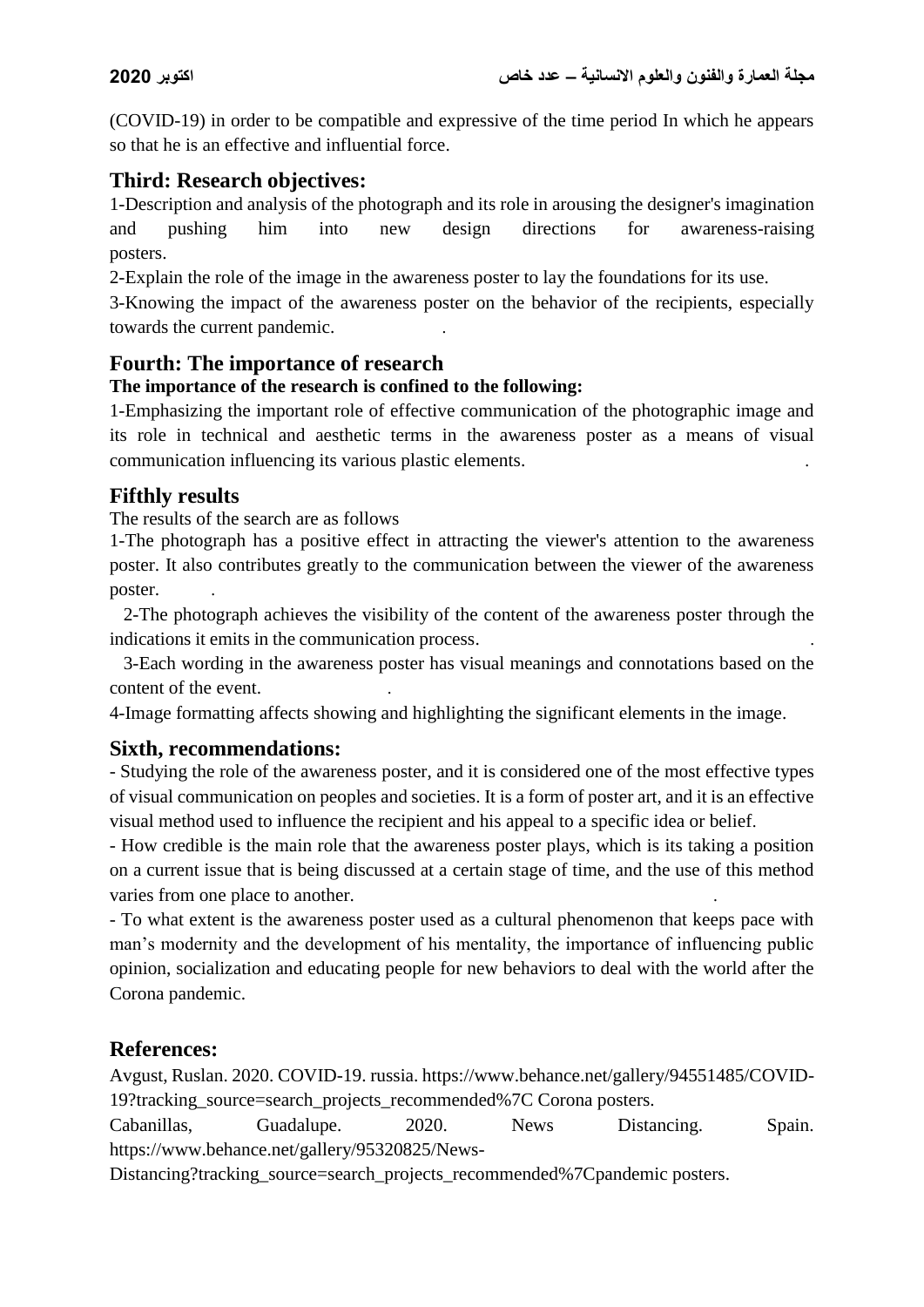(COVID-19) in order to be compatible and expressive of the time period In which he appears so that he is an effective and influential force.

## Third: Research objectives:

1-Description and analysis of the photograph and its role in arousing the designer's imagination and pushing him into new design directions for awareness-raising posters.

2-Explain the role of the image in the awareness poster to lay the foundations for its use.

3-Knowing the impact of the awareness poster on the behavior of the recipients, especially towards the current pandemic.

## Fourth: The importance of research

**The importance of the research is confined to the following:**

1-Emphasizing the important role of effective communication of the photographic image and its role in technical and aesthetic terms in the awareness poster as a means of visual communication influencing its various plastic elements.

## Fifthly results

The results of the search are as follows

1-The photograph has a positive effect in attracting the viewer's attention to the awareness poster. It also contributes greatly to the communication between the viewer of the awareness poster.

2-The photograph achieves the visibility of the content of the awareness poster through the indications it emits in the communication process.

3-Each wording in the awareness poster has visual meanings and connotations based on the content of the event.

4-Image formatting affects showing and highlighting the significant elements in the image.

## Sixth, recommendations:

- Studying the role of the awareness poster, and it is considered one of the most effective types of visual communication on peoples and societies. It is a form of poster art, and it is an effective visual method used to influence the recipient and his appeal to a specific idea or belief.
- How credible is the main role that the awareness poster plays, which is its taking a position on a current issue that is being discussed at a certain stage of time, and the use of this method varies from one place to another.
- To what extent is the awareness poster used as a cultural phenomenon that keeps pace with man's modernity and the development of his mentality, the importance of influencing public opinion, socialization and educating people for new behaviors to deal with the world after the Corona pandemic.

## References:

Avgust, Ruslan. 2020. COVID-19. russia. https://www.behance.net/gallery/94551485/COVID-19?tracking_source=search_projects_recommended%7C Corona posters.

Cabanillas, Guadalupe. 2020. News Distancing. Spain. https://www.behance.net/gallery/95320825/News-Distancing?tracking_source=search_projects_recommended%7Cpandemic posters.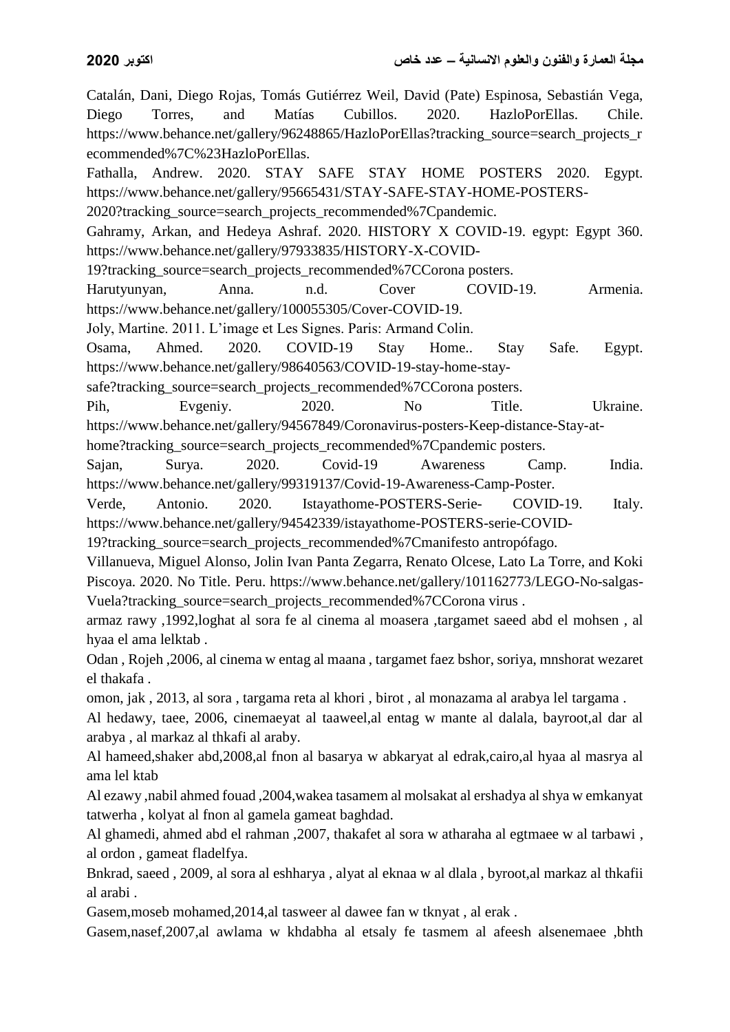Catalán, Dani, Diego Rojas, Tomás Gutiérrez Weil, David (Pate) Espinosa, Sebastián Vega, Diego Torres, and Matías Cubillos. 2020. HazloPorEllas. Chile. https://www.behance.net/gallery/96248865/HazloPorEllas?tracking_source=search_projects_recommended%7C%23HazloPorEllas.

Fathalla, Andrew. 2020. STAY SAFE STAY HOME POSTERS 2020. Egypt. https://www.behance.net/gallery/95665431/STAY-SAFE-STAY-HOME-POSTERS-2020?tracking_source=search_projects_recommended%7Cpandemic.

Gahramy, Arkan, and Hedeya Ashraf. 2020. HISTORY X COVID-19. egypt: Egypt 360. https://www.behance.net/gallery/97933835/HISTORY-X-COVID-19?tracking_source=search_projects_recommended%7CCorona posters.

Harutyunyan, Anna. n.d. Cover COVID-19. Armenia. https://www.behance.net/gallery/100055305/Cover-COVID-19.

Joly, Martine. 2011. L'image et Les Signes. Paris: Armand Colin.

Osama, Ahmed. 2020. COVID-19 Stay Home.. Stay Safe. Egypt. https://www.behance.net/gallery/98640563/COVID-19-stay-home-stay-safe?tracking_source=search_projects_recommended%7CCorona posters.

Pih, Evgeniy. 2020. No Title. Ukraine. https://www.behance.net/gallery/94567849/Coronavirus-posters-Keep-distance-Stay-at-home?tracking_source=search_projects_recommended%7Cpandemic posters.

Sajan, Surya. 2020. Covid-19 Awareness Camp. India. https://www.behance.net/gallery/99319137/Covid-19-Awareness-Camp-Poster.

Verde, Antonio. 2020. Istayathome-POSTERS-Serie- COVID-19. Italy. https://www.behance.net/gallery/94542339/istayathome-POSTERS-serie-COVID-19?tracking_source=search_projects_recommended%7Cmanifesto antropófago.

Villanueva, Miguel Alonso, Jolin Ivan Panta Zegarra, Renato Olcese, Lato La Torre, and Koki Piscoya. 2020. No Title. Peru. https://www.behance.net/gallery/101162773/LEGO-No-salgas-Vuela?tracking_source=search_projects_recommended%7CCorona virus .

armaz rawy ,1992,loghat al sora fe al cinema al moasera ,targamet saeed abd el mohsen , al hyaa el ama lelktab .

Odan , Rojeh ,2006, al cinema w entag al maana , targamet faez bshor, soriya, mnshorat wezaret el thakafa .

omon, jak , 2013, al sora , targama reta al khori , birot , al monazama al arabya lel targama .

Al hedawy, taee, 2006, cinemaeyat al taaweel,al entag w mante al dalala, bayroot,al dar al arabya , al markaz al thkafi al araby.

Al hameed,shaker abd,2008,al fnon al basarya w abkaryat al edrak,cairo,al hyaa al masrya al ama lel ktab

Al ezawy ,nabil ahmed fouad ,2004,wakea tasamem al molsakat al ershadya al shya w emkanyat tatwerha , kolyat al fnon al gamela gameat baghdad.

Al ghamedi, ahmed abd el rahman ,2007, thakafet al sora w atharaha al egtmaee w al tarbawi , al ordon , gameat fladelfya.

Bnkrad, saeed , 2009, al sora al eshharya , alyat al eknaa w al dlala , byroot,al markaz al thkafii al arabi .

Gasem,moseb mohamed,2014,al tasweer al dawee fan w tknyat , al erak .

Gasem,nasef,2007,al awlama w khdabha al etsaly fe tasmem al afeesh alsenemaee ,bhth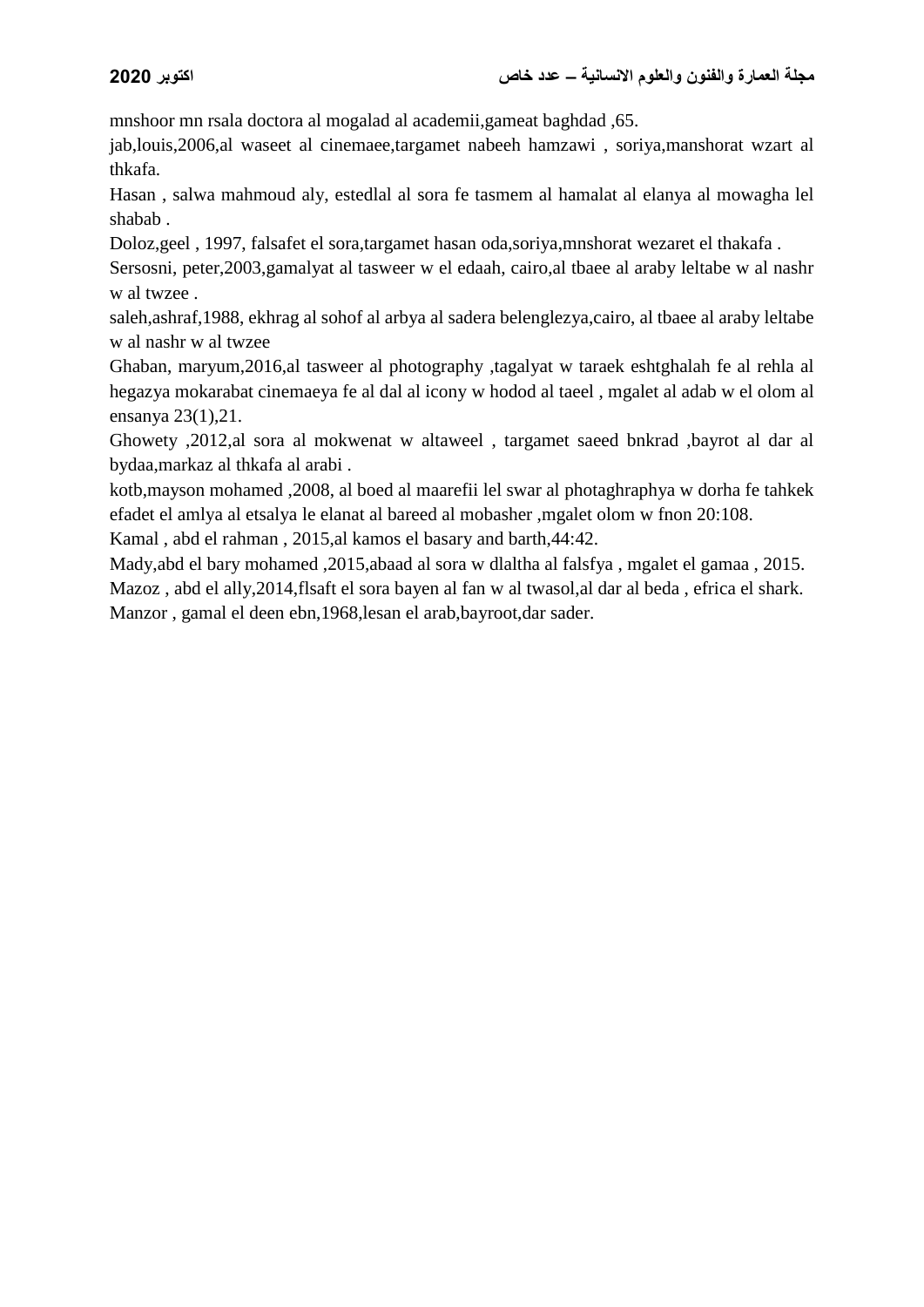mnshoor mn rsala doctora al mogalad al academii,gameat baghdad ,65.

jab,louis,2006,al waseet al cinemaee,targamet nabeeh hamzawi , soriya,manshorat wzart al thkafa.

Hasan , salwa mahmoud aly, estedlal al sora fe tasmem al hamalat al elanya al mowagha lel shabab .

Doloz,geel , 1997, falsafet el sora,targamet hasan oda,soriya,mnshorat wezaret el thakafa .

Sersosni, peter,2003,gamalyat al tasweer w el edaah, cairo,al tbaee al araby leltabe w al nashr w al twzee .

saleh,ashraf,1988, ekhrag al sohof al arbya al sadera belenglezya,cairo, al tbaee al araby leltabe w al nashr w al twzee

Ghaban, maryum,2016,al tasweer al photography ,tagalyat w taraek eshtghalah fe al rehla al hegazya mokarabat cinemaeya fe al dal al icony w hodod al taeel , mgalet al adab w el olom al ensanya 23(1),21.

Ghowety ,2012,al sora al mokwenat w altaweel , targamet saeed bnkrad ,bayrot al dar al bydaa,markaz al thkafa al arabi .

kotb,mayson mohamed ,2008, al boed al maarefii lel swar al photaghraphya w dorha fe tahkek efadet el amlya al etsalya le elanat al bareed al mobasher ,mgalet olom w fnon 20:108.

Kamal , abd el rahman , 2015,al kamos el basary and barth,44:42.

Mady,abd el bary mohamed ,2015,abaad al sora w dlaltha al falsfya , mgalet el gamaa , 2015.

Mazoz , abd el ally,2014,flsaft el sora bayen al fan w al twasol,al dar al beda , efrica el shark.

Manzor , gamal el deen ebn,1968,lesan el arab,bayroot,dar sader.